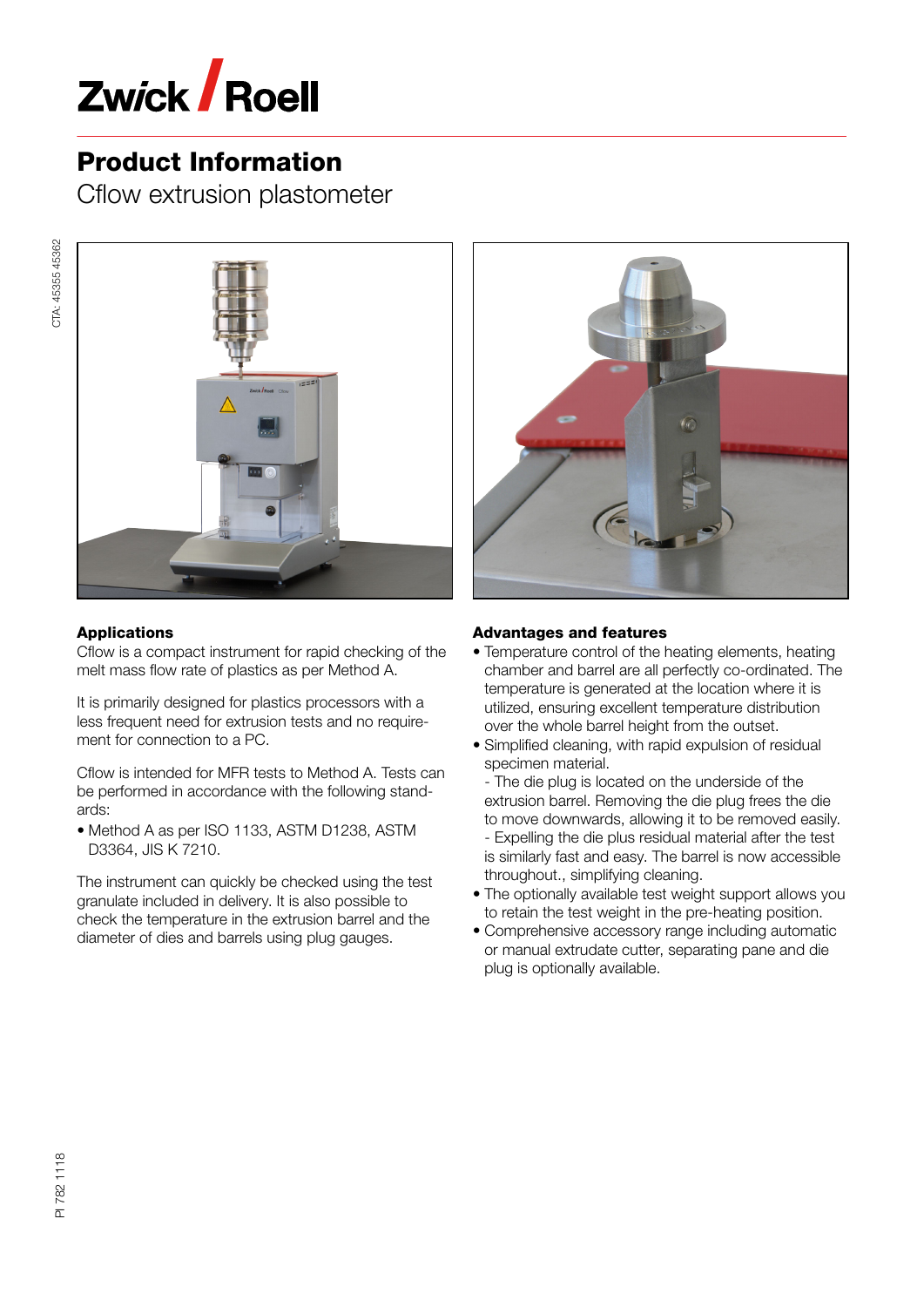# Product Information

## Cflow extrusion plastometer

### Applications

Cflow is a compact instrument for rapid checking of the melt mass flow rate of plastics as per Method A.

It is primarily designed for plastics processors with a less frequent need for extrusion tests and no requirement for connection to a PC.

Cflow is intended for MFR tests to Method A. Tests can be performed in accordance with the following standards:

- Method A as per ISO 1133, ASTM D1238, ASTM D3364, JIS K 7210.

The instrument can quickly be checked using the test granulate included in delivery. It is also possible to check the temperature in the extrusion barrel and the diameter of dies and barrels using plug gauges.

### Advantages and features

- Temperature control of the heating elements, heating chamber and barrel are all perfectly co-ordinated. The temperature is generated at the location where it is utilized, ensuring excellent temperature distribution over the whole barrel height from the outset.
- Simplified cleaning, with rapid expulsion of residual specimen material.
  - The die plug is located on the underside of the extrusion barrel. Removing the die plug frees the die to move downwards, allowing it to be removed easily.
  - Expelling the die plus residual material after the test is similarly fast and easy. The barrel is now accessible throughout., simplifying cleaning.
- The optionally available test weight support allows you to retain the test weight in the pre-heating position.
- Comprehensive accessory range including automatic or manual extrudate cutter, separating pane and die plug is optionally available.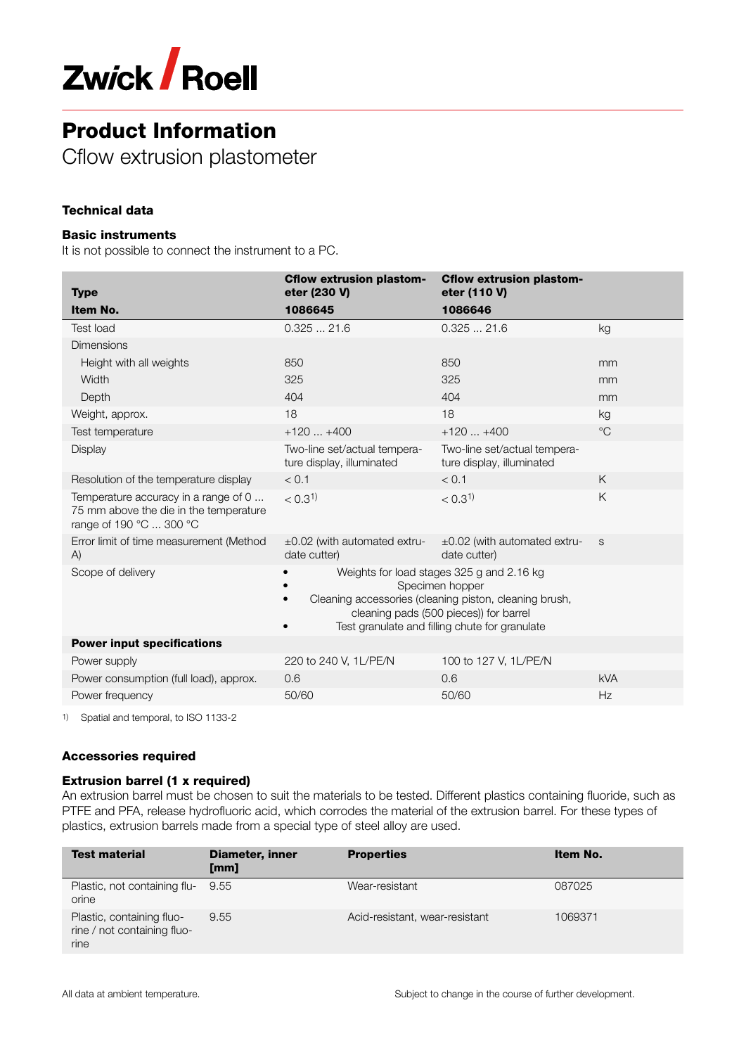# Product Information

Cflow extrusion plastometer

## Technical data

### Basic instruments

It is not possible to connect the instrument to a PC.

| Type<br>Item No. | Cflow extrusion plastometer (230 V)<br>1086645 | Cflow extrusion plastometer (110 V)<br>1086646 | |
|---|---|---|---|
| Test load | 0.325 ... 21.6 | 0.325 ... 21.6 | kg |
| Dimensions | | | |
| Height with all weights | 850 | 850 | mm |
| Width | 325 | 325 | mm |
| Depth | 404 | 404 | mm |
| Weight, approx. | 18 | 18 | kg |
| Test temperature | +120 ... +400 | +120 ... +400 | °C |
| Display | Two-line set/actual temperature display, illuminated | Two-line set/actual temperature display, illuminated | |
| Resolution of the temperature display | < 0.1 | < 0.1 | K |
| Temperature accuracy in a range of 0 ... 75 mm above the die in the temperature range of 190 °C ... 300 °C | < 0.3[1] | < 0.3[1] | K |
| Error limit of time measurement (Method A) | ±0.02 (with automated extrudate cutter) | ±0.02 (with automated extrudate cutter) | s |
| Scope of delivery | • Weights for load stages 325 g and 2.16 kg<br>• Specimen hopper<br>• Cleaning accessories (cleaning piston, cleaning brush, cleaning pads (500 pieces)) for barrel<br>• Test granulate and filling chute for granulate | | |
| **Power input specifications** | | | |
| Power supply | 220 to 240 V, 1L/PE/N | 100 to 127 V, 1L/PE/N | |
| Power consumption (full load), approx. | 0.6 | 0.6 | kVA |
| Power frequency | 50/60 | 50/60 | Hz |

1) Spatial and temporal, to ISO 1133-2

## Accessories required

### Extrusion barrel (1 x required)

An extrusion barrel must be chosen to suit the materials to be tested. Different plastics containing fluoride, such as PTFE and PFA, release hydrofluoric acid, which corrodes the material of the extrusion barrel. For these types of plastics, extrusion barrels made from a special type of steel alloy are used.

| Test material | Diameter, inner [mm] | Properties | Item No. |
|---|---|---|---|
| Plastic, not containing fluorine | 9.55 | Wear-resistant | 087025 |
| Plastic, containing fluorine / not containing fluorine | 9.55 | Acid-resistant, wear-resistant | 1069371 |

All data at ambient temperature.

Subject to change in the course of further development.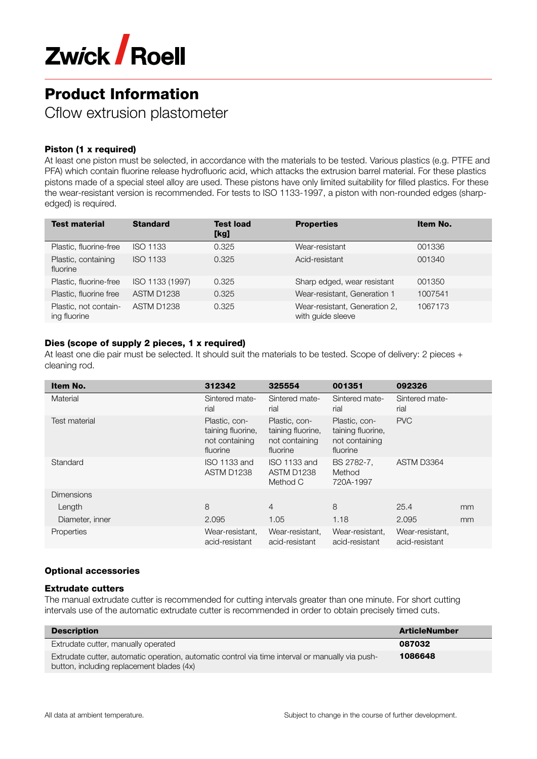ZwickRoell

# Product Information

## Cflow extrusion plastometer

### Piston (1 x required)

At least one piston must be selected, in accordance with the materials to be tested. Various plastics (e.g. PTFE and PFA) which contain fluorine release hydrofluoric acid, which attacks the extrusion barrel material. For these plastics pistons made of a special steel alloy are used. These pistons have only limited suitability for filled plastics. For these the wear-resistant version is recommended. For tests to ISO 1133-1997, a piston with non-rounded edges (sharp-edged) is required.

| Test material | Standard | Test load [kg] | Properties | Item No. |
|---|---|---|---|---|
| Plastic, fluorine-free | ISO 1133 | 0.325 | Wear-resistant | 001336 |
| Plastic, containing fluorine | ISO 1133 | 0.325 | Acid-resistant | 001340 |
| Plastic, fluorine-free | ISO 1133 (1997) | 0.325 | Sharp edged, wear resistant | 001350 |
| Plastic, fluorine free | ASTM D1238 | 0.325 | Wear-resistant, Generation 1 | 1007541 |
| Plastic, not containing fluorine | ASTM D1238 | 0.325 | Wear-resistant, Generation 2, with guide sleeve | 1067173 |

### Dies (scope of supply 2 pieces, 1 x required)

At least one die pair must be selected. It should suit the materials to be tested. Scope of delivery: 2 pieces + cleaning rod.

| Item No. | 312342 | 325554 | 001351 | 092326 | |
|---|---|---|---|---|---|
| Material | Sintered material | Sintered material | Sintered material | Sintered material | |
| Test material | Plastic, containing fluorine, not containing fluorine | Plastic, containing fluorine, not containing fluorine | Plastic, containing fluorine, not containing fluorine | PVC | |
| Standard | ISO 1133 and ASTM D1238 | ISO 1133 and ASTM D1238 Method C | BS 2782-7, Method 720A-1997 | ASTM D3364 | |
| Dimensions | | | | | |
| Length | 8 | 4 | 8 | 25.4 | mm |
| Diameter, inner | 2.095 | 1.05 | 1.18 | 2.095 | mm |
| Properties | Wear-resistant, acid-resistant | Wear-resistant, acid-resistant | Wear-resistant, acid-resistant | Wear-resistant, acid-resistant | |

### Optional accessories

#### Extrudate cutters

The manual extrudate cutter is recommended for cutting intervals greater than one minute. For short cutting intervals use of the automatic extrudate cutter is recommended in order to obtain precisely timed cuts.

| Description | ArticleNumber |
|---|---|
| Extrudate cutter, manually operated | **087032** |
| Extrudate cutter, automatic operation, automatic control via time interval or manually via push-button, including replacement blades (4x) | **1086648** |

All data at ambient temperature.

Subject to change in the course of further development.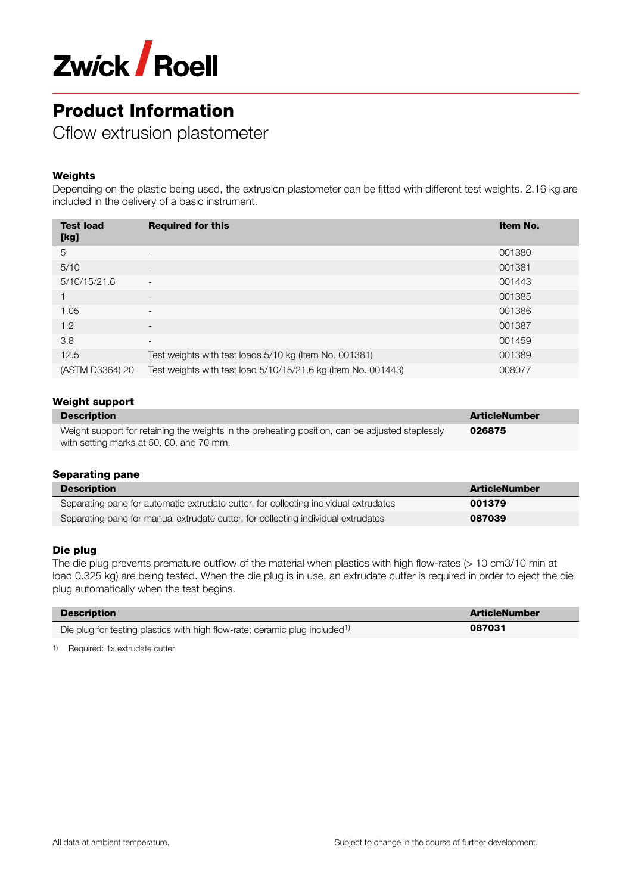# Product Information

Cflow extrusion plastometer

### Weights

Depending on the plastic being used, the extrusion plastometer can be fitted with different test weights. 2.16 kg are included in the delivery of a basic instrument.

| Test load [kg] | Required for this | Item No. |
|---|---|---|
| 5 | - | 001380 |
| 5/10 | - | 001381 |
| 5/10/15/21.6 | - | 001443 |
| 1 | - | 001385 |
| 1.05 | - | 001386 |
| 1.2 | - | 001387 |
| 3.8 | - | 001459 |
| 12.5 | Test weights with test loads 5/10 kg (Item No. 001381) | 001389 |
| (ASTM D3364) 20 | Test weights with test load 5/10/15/21.6 kg (Item No. 001443) | 008077 |

### Weight support

| Description | ArticleNumber |
|---|---|
| Weight support for retaining the weights in the preheating position, can be adjusted steplessly with setting marks at 50, 60, and 70 mm. | **026875** |

### Separating pane

| Description | ArticleNumber |
|---|---|
| Separating pane for automatic extrudate cutter, for collecting individual extrudates | **001379** |
| Separating pane for manual extrudate cutter, for collecting individual extrudates | **087039** |

### Die plug

The die plug prevents premature outflow of the material when plastics with high flow-rates (> 10 cm3/10 min at load 0.325 kg) are being tested. When the die plug is in use, an extrudate cutter is required in order to eject the die plug automatically when the test begins.

| Description | ArticleNumber |
|---|---|
| Die plug for testing plastics with high flow-rate; ceramic plug included[1)] | **087031** |

1) Required: 1x extrudate cutter

All data at ambient temperature.

Subject to change in the course of further development.